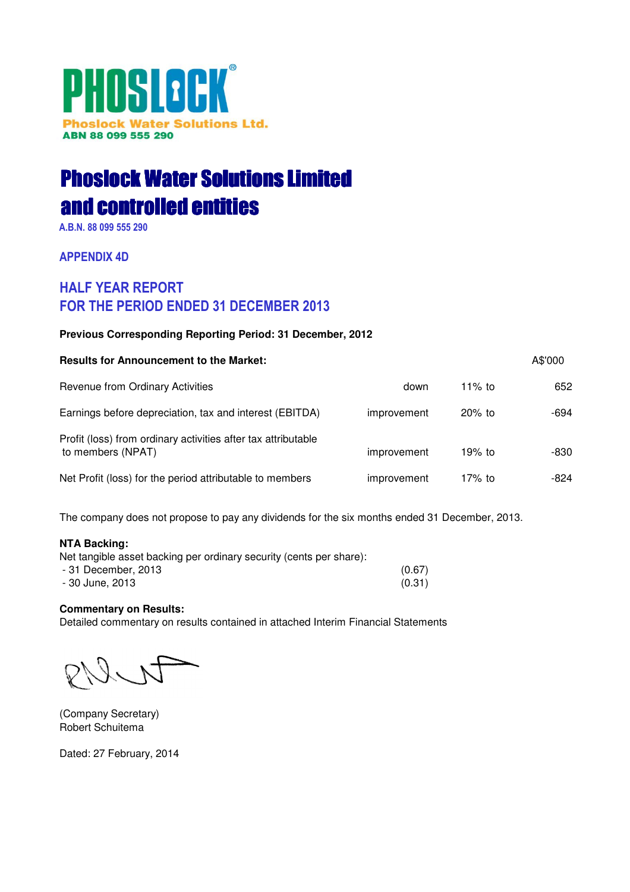PHOSLOCK®

Phoslock Water Solutions Ltd.
ABN 88 099 555 290

# Phoslock Water Solutions Limited and controlled entities

A.B.N. 88 099 555 290

## APPENDIX 4D

## HALF YEAR REPORT
## FOR THE PERIOD ENDED 31 DECEMBER 2013

**Previous Corresponding Reporting Period: 31 December, 2012**

| **Results for Announcement to the Market:** | | | A$'000 |
|---|---|---|---|
| Revenue from Ordinary Activities | down | 11% to | 652 |
| Earnings before depreciation, tax and interest (EBITDA) | improvement | 20% to | -694 |
| Profit (loss) from ordinary activities after tax attributable to members (NPAT) | improvement | 19% to | -830 |
| Net Profit (loss) for the period attributable to members | improvement | 17% to | -824 |

The company does not propose to pay any dividends for the six months ended 31 December, 2013.

**NTA Backing:**
Net tangible asset backing per ordinary security (cents per share):

| | |
|---|---|
| - 31 December, 2013 | (0.67) |
| - 30 June, 2013 | (0.31) |

**Commentary on Results:**
Detailed commentary on results contained in attached Interim Financial Statements

(Company Secretary)
Robert Schuitema

Dated: 27 February, 2014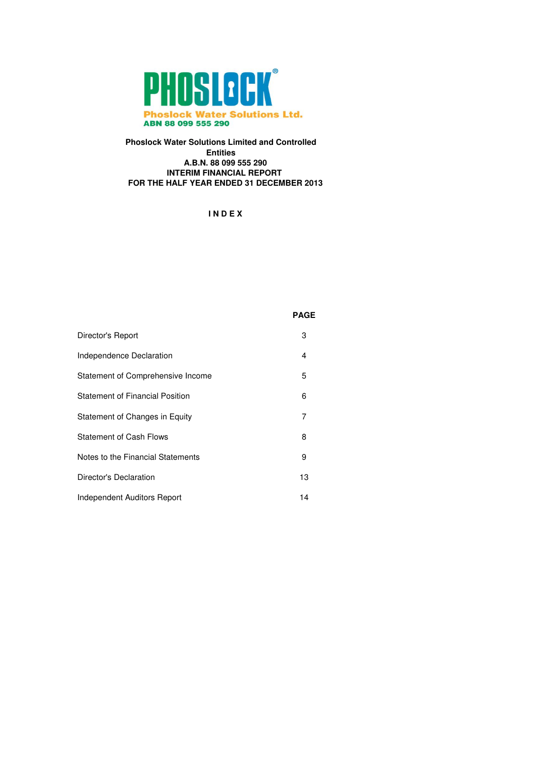PHOSLOCK®

Phoslock Water Solutions Ltd.
ABN 88 099 555 290

**Phoslock Water Solutions Limited and Controlled Entities**
**A.B.N. 88 099 555 290**
**INTERIM FINANCIAL REPORT**
**FOR THE HALF YEAR ENDED 31 DECEMBER 2013**

## I N D E X

| | PAGE |
|---|---|
| Director's Report | 3 |
| Independence Declaration | 4 |
| Statement of Comprehensive Income | 5 |
| Statement of Financial Position | 6 |
| Statement of Changes in Equity | 7 |
| Statement of Cash Flows | 8 |
| Notes to the Financial Statements | 9 |
| Director's Declaration | 13 |
| Independent Auditors Report | 14 |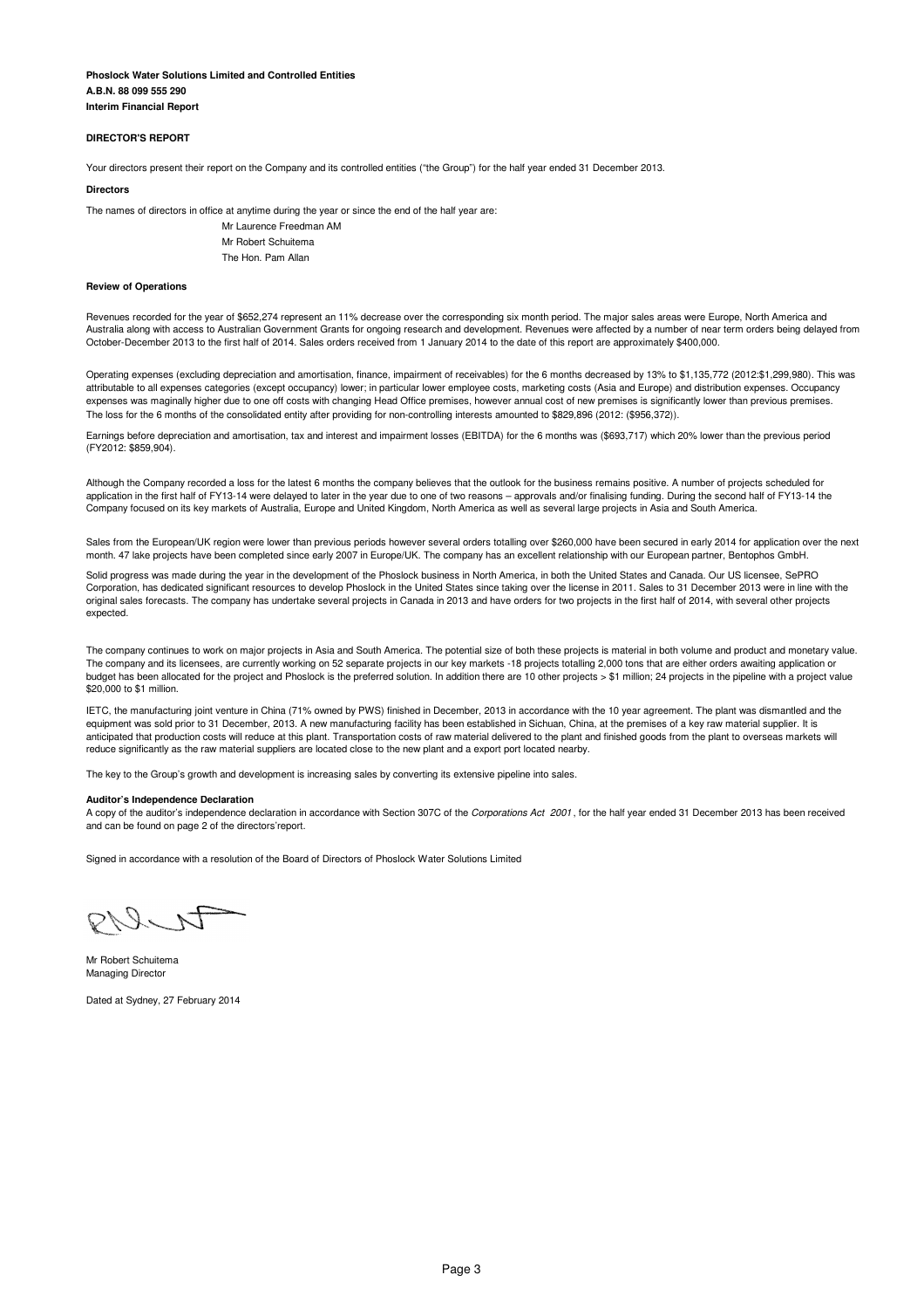**Phoslock Water Solutions Limited and Controlled Entities**
**A.B.N. 88 099 555 290**
**Interim Financial Report**

## DIRECTOR'S REPORT

Your directors present their report on the Company and its controlled entities ("the Group") for the half year ended 31 December 2013.

### Directors

The names of directors in office at anytime during the year or since the end of the half year are:

Mr Laurence Freedman AM
Mr Robert Schuitema
The Hon. Pam Allan

### Review of Operations

Revenues recorded for the year of $652,274 represent an 11% decrease over the corresponding six month period. The major sales areas were Europe, North America and Australia along with access to Australian Government Grants for ongoing research and development. Revenues were affected by a number of near term orders being delayed from October-December 2013 to the first half of 2014. Sales orders received from 1 January 2014 to the date of this report are approximately $400,000.

Operating expenses (excluding depreciation and amortisation, finance, impairment of receivables) for the 6 months decreased by 13% to $1,135,772 (2012:$1,299,980). This was attributable to all expenses categories (except occupancy) lower; in particular lower employee costs, marketing costs (Asia and Europe) and distribution expenses. Occupancy expenses was maginally higher due to one off costs with changing Head Office premises, however annual cost of new premises is significantly lower than previous premises. The loss for the 6 months of the consolidated entity after providing for non-controlling interests amounted to $829,896 (2012: ($956,372)).

Earnings before depreciation and amortisation, tax and interest and impairment losses (EBITDA) for the 6 months was ($693,717) which 20% lower than the previous period (FY2012: $859,904).

Although the Company recorded a loss for the latest 6 months the company believes that the outlook for the business remains positive. A number of projects scheduled for application in the first half of FY13-14 were delayed to later in the year due to one of two reasons – approvals and/or finalising funding. During the second half of FY13-14 the Company focused on its key markets of Australia, Europe and United Kingdom, North America as well as several large projects in Asia and South America.

Sales from the European/UK region were lower than previous periods however several orders totalling over $260,000 have been secured in early 2014 for application over the next month. 47 lake projects have been completed since early 2007 in Europe/UK. The company has an excellent relationship with our European partner, Bentophos GmbH.

Solid progress was made during the year in the development of the Phoslock business in North America, in both the United States and Canada. Our US licensee, SePRO Corporation, has dedicated significant resources to develop Phoslock in the United States since taking over the license in 2011. Sales to 31 December 2013 were in line with the original sales forecasts. The company has undertake several projects in Canada in 2013 and have orders for two projects in the first half of 2014, with several other projects expected.

The company continues to work on major projects in Asia and South America. The potential size of both these projects is material in both volume and product and monetary value. The company and its licensees, are currently working on 52 separate projects in our key markets -18 projects totalling 2,000 tons that are either orders awaiting application or budget has been allocated for the project and Phoslock is the preferred solution. In addition there are 10 other projects > $1 million; 24 projects in the pipeline with a project value $20,000 to $1 million.

IETC, the manufacturing joint venture in China (71% owned by PWS) finished in December, 2013 in accordance with the 10 year agreement. The plant was dismantled and the equipment was sold prior to 31 December, 2013. A new manufacturing facility has been established in Sichuan, China, at the premises of a key raw material supplier. It is anticipated that production costs will reduce at this plant. Transportation costs of raw material delivered to the plant and finished goods from the plant to overseas markets will reduce significantly as the raw material suppliers are located close to the new plant and a export port located nearby.

The key to the Group's growth and development is increasing sales by converting its extensive pipeline into sales.

### Auditor's Independence Declaration

A copy of the auditor's independence declaration in accordance with Section 307C of the *Corporations Act 2001*, for the half year ended 31 December 2013 has been received and can be found on page 2 of the directors'report.

Signed in accordance with a resolution of the Board of Directors of Phoslock Water Solutions Limited

Mr Robert Schuitema
Managing Director

Dated at Sydney, 27 February 2014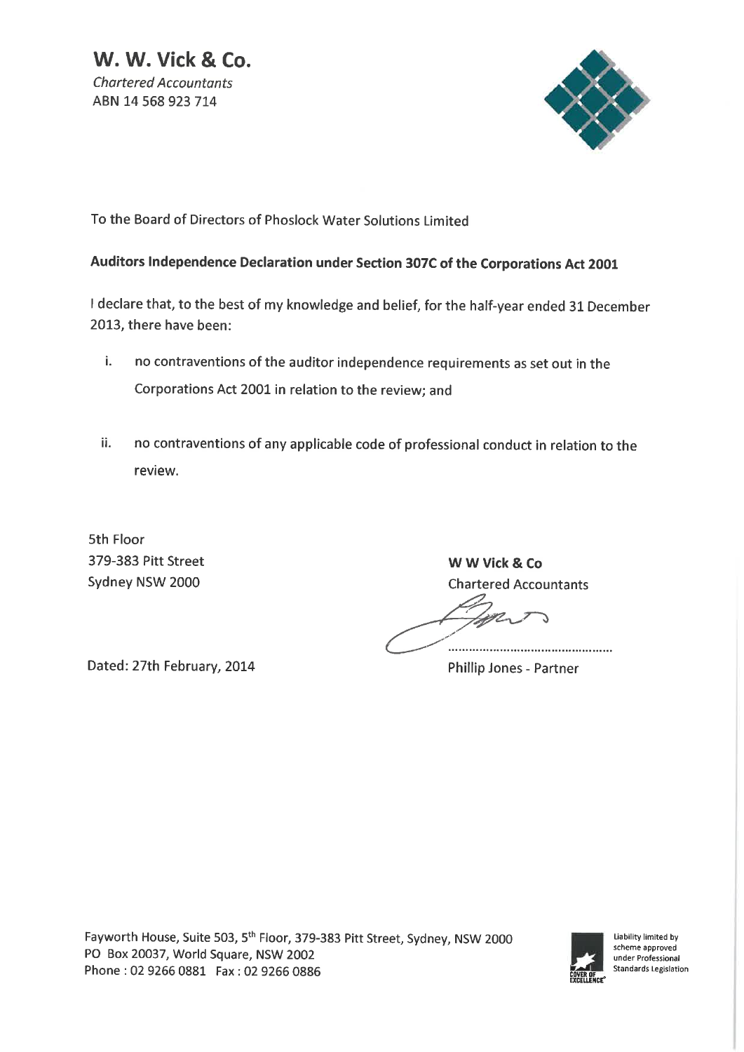**W. W. Vick & Co.**
*Chartered Accountants*
ABN 14 568 923 714

To the Board of Directors of Phoslock Water Solutions Limited

**Auditors Independence Declaration under Section 307C of the Corporations Act 2001**

I declare that, to the best of my knowledge and belief, for the half-year ended 31 December 2013, there have been:

i. no contraventions of the auditor independence requirements as set out in the Corporations Act 2001 in relation to the review; and

ii. no contraventions of any applicable code of professional conduct in relation to the review.

5th Floor
379-383 Pitt Street
Sydney NSW 2000

**W W Vick & Co**
Chartered Accountants

...............................................
Phillip Jones - Partner

Dated: 27th February, 2014

Fayworth House, Suite 503, 5th Floor, 379-383 Pitt Street, Sydney, NSW 2000
PO Box 20037, World Square, NSW 2002
Phone : 02 9266 0881 Fax : 02 9266 0886

Liability limited by scheme approved under Professional Standards Legislation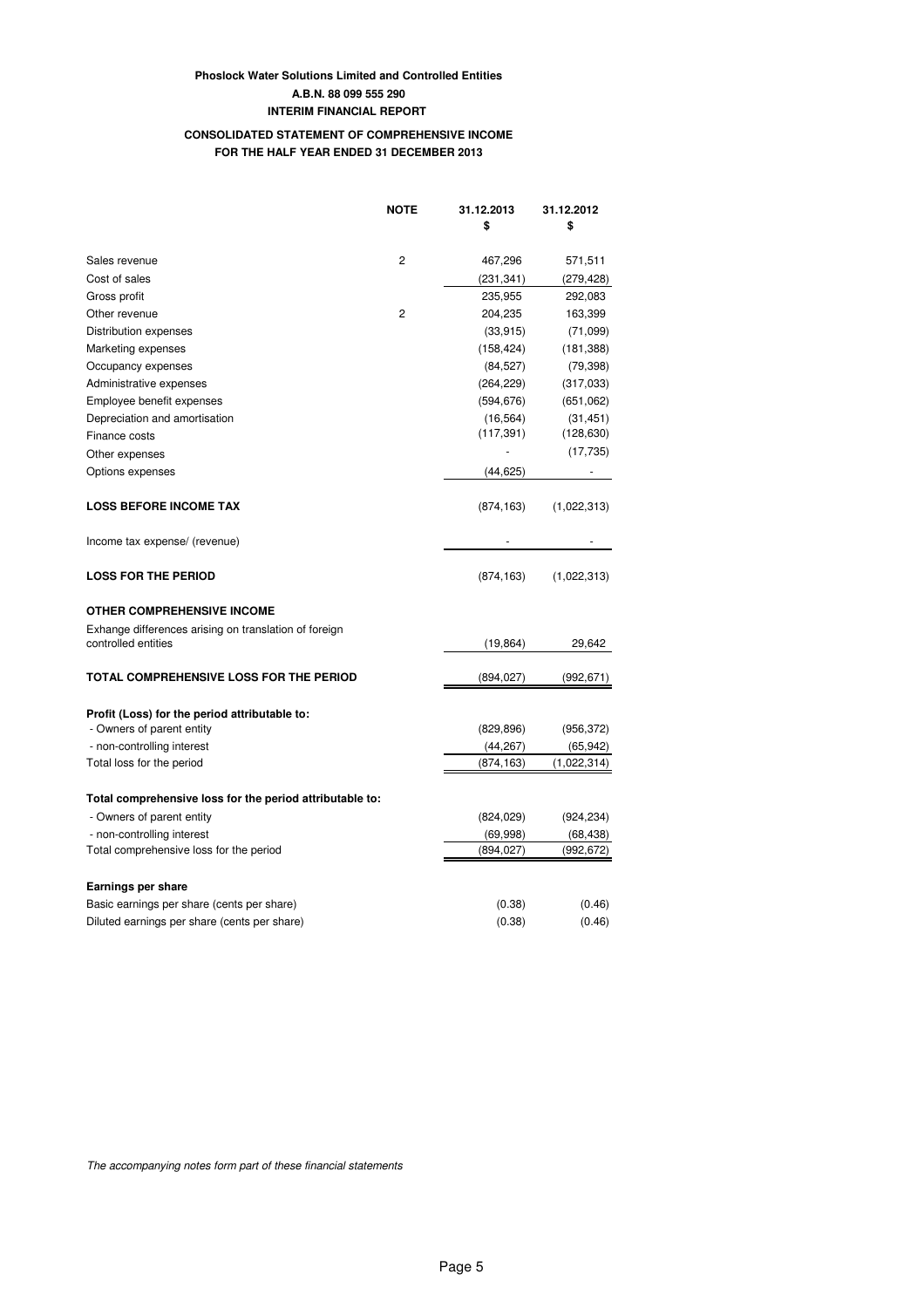**Phoslock Water Solutions Limited and Controlled Entities**

**A.B.N. 88 099 555 290**

**INTERIM FINANCIAL REPORT**

**CONSOLIDATED STATEMENT OF COMPREHENSIVE INCOME**

**FOR THE HALF YEAR ENDED 31 DECEMBER 2013**

| | NOTE | 31.12.2013<br>$ | 31.12.2012<br>$ |
|---|---|---|---|
| Sales revenue | 2 | 467,296 | 571,511 |
| Cost of sales | | (231,341) | (279,428) |
| Gross profit | | 235,955 | 292,083 |
| Other revenue | 2 | 204,235 | 163,399 |
| Distribution expenses | | (33,915) | (71,099) |
| Marketing expenses | | (158,424) | (181,388) |
| Occupancy expenses | | (84,527) | (79,398) |
| Administrative expenses | | (264,229) | (317,033) |
| Employee benefit expenses | | (594,676) | (651,062) |
| Depreciation and amortisation | | (16,564) | (31,451) |
| Finance costs | | (117,391) | (128,630) |
| Other expenses | | - | (17,735) |
| Options expenses | | (44,625) | - |
| **LOSS BEFORE INCOME TAX** | | (874,163) | (1,022,313) |
| Income tax expense/ (revenue) | | - | - |
| **LOSS FOR THE PERIOD** | | (874,163) | (1,022,313) |
| **OTHER COMPREHENSIVE INCOME** | | | |
| Exhange differences arising on translation of foreign controlled entities | | (19,864) | 29,642 |
| **TOTAL COMPREHENSIVE LOSS FOR THE PERIOD** | | (894,027) | (992,671) |
| **Profit (Loss) for the period attributable to:** | | | |
| - Owners of parent entity | | (829,896) | (956,372) |
| - non-controlling interest | | (44,267) | (65,942) |
| Total loss for the period | | (874,163) | (1,022,314) |
| **Total comprehensive loss for the period attributable to:** | | | |
| - Owners of parent entity | | (824,029) | (924,234) |
| - non-controlling interest | | (69,998) | (68,438) |
| Total comprehensive loss for the period | | (894,027) | (992,672) |
| **Earnings per share** | | | |
| Basic earnings per share (cents per share) | | (0.38) | (0.46) |
| Diluted earnings per share (cents per share) | | (0.38) | (0.46) |

*The accompanying notes form part of these financial statements*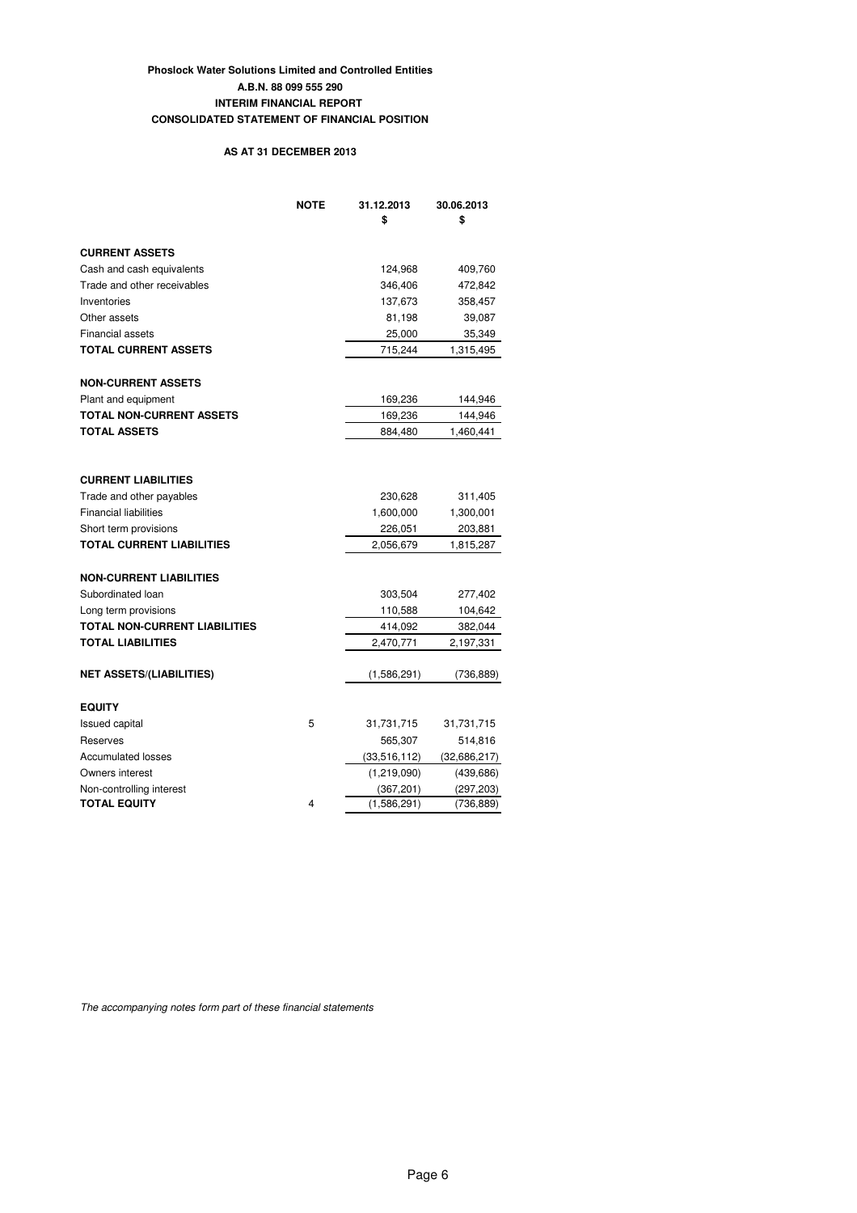**Phoslock Water Solutions Limited and Controlled Entities**
**A.B.N. 88 099 555 290**
**INTERIM FINANCIAL REPORT**
**CONSOLIDATED STATEMENT OF FINANCIAL POSITION**

**AS AT 31 DECEMBER 2013**

| | NOTE | 31.12.2013 $ | 30.06.2013 $ |
|---|---|---|---|
| **CURRENT ASSETS** | | | |
| Cash and cash equivalents | | 124,968 | 409,760 |
| Trade and other receivables | | 346,406 | 472,842 |
| Inventories | | 137,673 | 358,457 |
| Other assets | | 81,198 | 39,087 |
| Financial assets | | 25,000 | 35,349 |
| **TOTAL CURRENT ASSETS** | | 715,244 | 1,315,495 |
| **NON-CURRENT ASSETS** | | | |
| Plant and equipment | | 169,236 | 144,946 |
| **TOTAL NON-CURRENT ASSETS** | | 169,236 | 144,946 |
| **TOTAL ASSETS** | | 884,480 | 1,460,441 |
| **CURRENT LIABILITIES** | | | |
| Trade and other payables | | 230,628 | 311,405 |
| Financial liabilities | | 1,600,000 | 1,300,001 |
| Short term provisions | | 226,051 | 203,881 |
| **TOTAL CURRENT LIABILITIES** | | 2,056,679 | 1,815,287 |
| **NON-CURRENT LIABILITIES** | | | |
| Subordinated loan | | 303,504 | 277,402 |
| Long term provisions | | 110,588 | 104,642 |
| **TOTAL NON-CURRENT LIABILITIES** | | 414,092 | 382,044 |
| **TOTAL LIABILITIES** | | 2,470,771 | 2,197,331 |
| **NET ASSETS/(LIABILITIES)** | | (1,586,291) | (736,889) |
| **EQUITY** | | | |
| Issued capital | 5 | 31,731,715 | 31,731,715 |
| Reserves | | 565,307 | 514,816 |
| Accumulated losses | | (33,516,112) | (32,686,217) |
| Owners interest | | (1,219,090) | (439,686) |
| Non-controlling interest | | (367,201) | (297,203) |
| **TOTAL EQUITY** | 4 | (1,586,291) | (736,889) |

*The accompanying notes form part of these financial statements*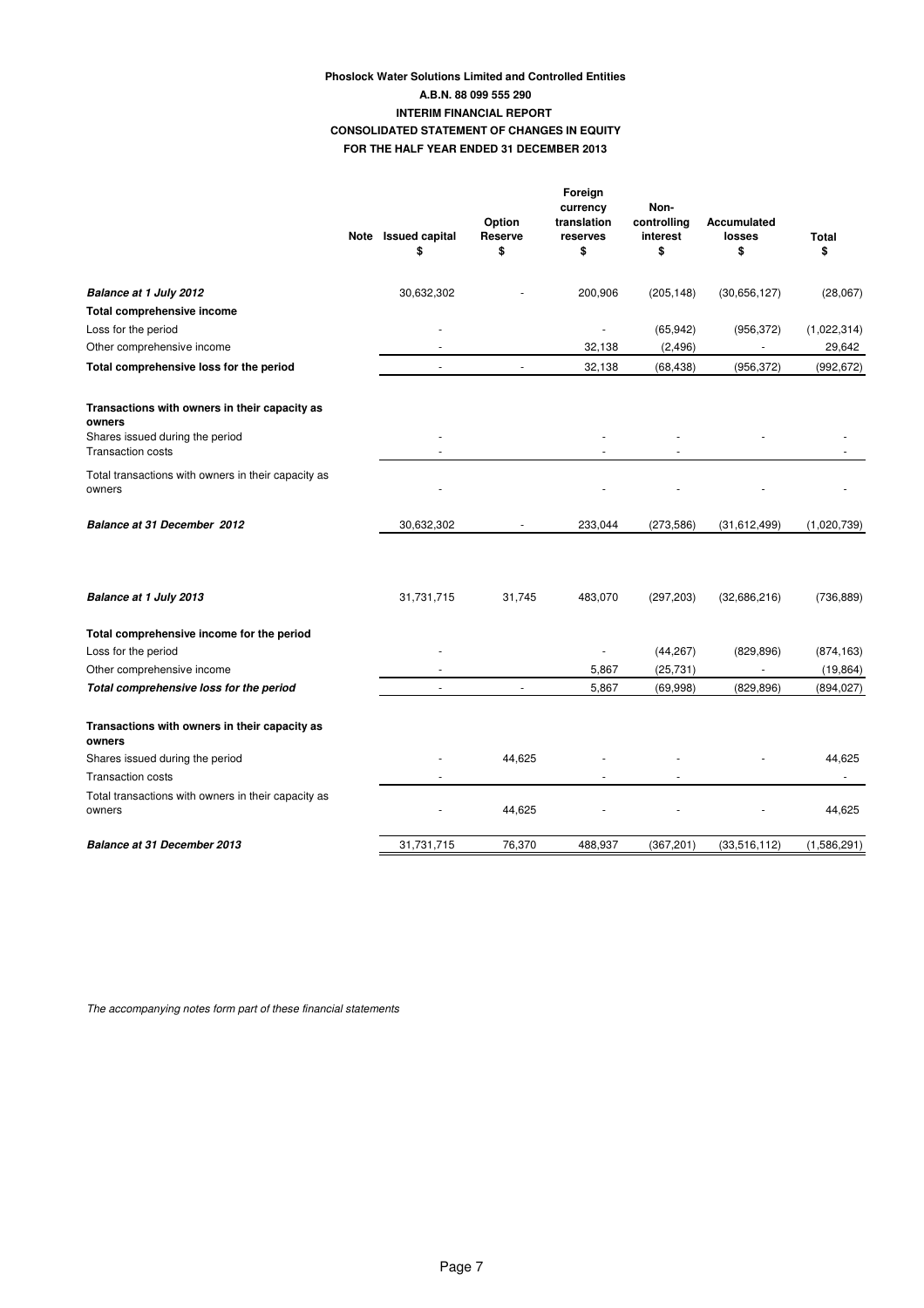**Phoslock Water Solutions Limited and Controlled Entities**

**A.B.N. 88 099 555 290**

**INTERIM FINANCIAL REPORT**

**CONSOLIDATED STATEMENT OF CHANGES IN EQUITY**

**FOR THE HALF YEAR ENDED 31 DECEMBER 2013**

| | Note | Issued capital<br>$ | Option Reserve<br>$ | Foreign currency translation reserves<br>$ | Non-controlling interest<br>$ | Accumulated losses<br>$ | Total<br>$ |
|---|---|---|---|---|---|---|---|
| ***Balance at 1 July 2012*** | | 30,632,302 | - | 200,906 | (205,148) | (30,656,127) | (28,067) |
| **Total comprehensive income** | | | | | | | |
| Loss for the period | | - | | - | (65,942) | (956,372) | (1,022,314) |
| Other comprehensive income | | - | | 32,138 | (2,496) | - | 29,642 |
| **Total comprehensive loss for the period** | | - | - | 32,138 | (68,438) | (956,372) | (992,672) |
| **Transactions with owners in their capacity as owners** | | | | | | | |
| Shares issued during the period | | - | | - | - | - | - |
| Transaction costs | | - | | - | - | | - |
| Total transactions with owners in their capacity as owners | | - | | - | - | - | - |
| ***Balance at 31 December 2012*** | | 30,632,302 | - | 233,044 | (273,586) | (31,612,499) | (1,020,739) |
| | | | | | | | |
| ***Balance at 1 July 2013*** | | 31,731,715 | 31,745 | 483,070 | (297,203) | (32,686,216) | (736,889) |
| **Total comprehensive income for the period** | | | | | | | |
| Loss for the period | | - | | - | (44,267) | (829,896) | (874,163) |
| Other comprehensive income | | - | | 5,867 | (25,731) | - | (19,864) |
| ***Total comprehensive loss for the period*** | | - | - | 5,867 | (69,998) | (829,896) | (894,027) |
| **Transactions with owners in their capacity as owners** | | | | | | | |
| Shares issued during the period | | - | 44,625 | - | - | - | 44,625 |
| Transaction costs | | - | | - | - | | - |
| Total transactions with owners in their capacity as owners | | - | 44,625 | - | - | - | 44,625 |
| ***Balance at 31 December 2013*** | | 31,731,715 | 76,370 | 488,937 | (367,201) | (33,516,112) | (1,586,291) |

*The accompanying notes form part of these financial statements*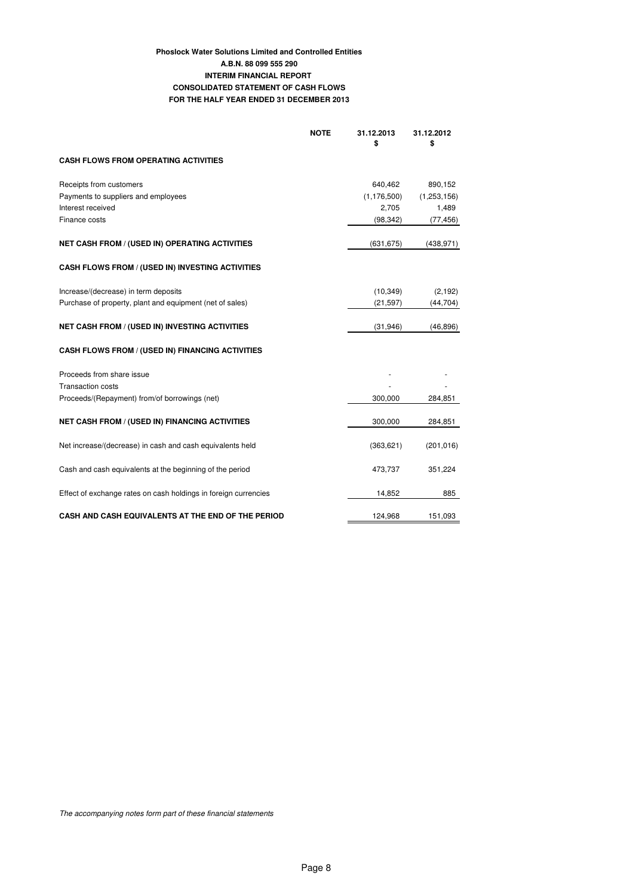**Phoslock Water Solutions Limited and Controlled Entities**
**A.B.N. 88 099 555 290**
**INTERIM FINANCIAL REPORT**
**CONSOLIDATED STATEMENT OF CASH FLOWS**
**FOR THE HALF YEAR ENDED 31 DECEMBER 2013**

| | NOTE | 31.12.2013 $ | 31.12.2012 $ |
|---|---|---|---|
| **CASH FLOWS FROM OPERATING ACTIVITIES** | | | |
| Receipts from customers | | 640,462 | 890,152 |
| Payments to suppliers and employees | | (1,176,500) | (1,253,156) |
| Interest received | | 2,705 | 1,489 |
| Finance costs | | (98,342) | (77,456) |
| **NET CASH FROM / (USED IN) OPERATING ACTIVITIES** | | (631,675) | (438,971) |
| **CASH FLOWS FROM / (USED IN) INVESTING ACTIVITIES** | | | |
| Increase/(decrease) in term deposits | | (10,349) | (2,192) |
| Purchase of property, plant and equipment (net of sales) | | (21,597) | (44,704) |
| **NET CASH FROM / (USED IN) INVESTING ACTIVITIES** | | (31,946) | (46,896) |
| **CASH FLOWS FROM / (USED IN) FINANCING ACTIVITIES** | | | |
| Proceeds from share issue | | - | - |
| Transaction costs | | - | - |
| Proceeds/(Repayment) from/of borrowings (net) | | 300,000 | 284,851 |
| **NET CASH FROM / (USED IN) FINANCING ACTIVITIES** | | 300,000 | 284,851 |
| Net increase/(decrease) in cash and cash equivalents held | | (363,621) | (201,016) |
| Cash and cash equivalents at the beginning of the period | | 473,737 | 351,224 |
| Effect of exchange rates on cash holdings in foreign currencies | | 14,852 | 885 |
| **CASH AND CASH EQUIVALENTS AT THE END OF THE PERIOD** | | 124,968 | 151,093 |

*The accompanying notes form part of these financial statements*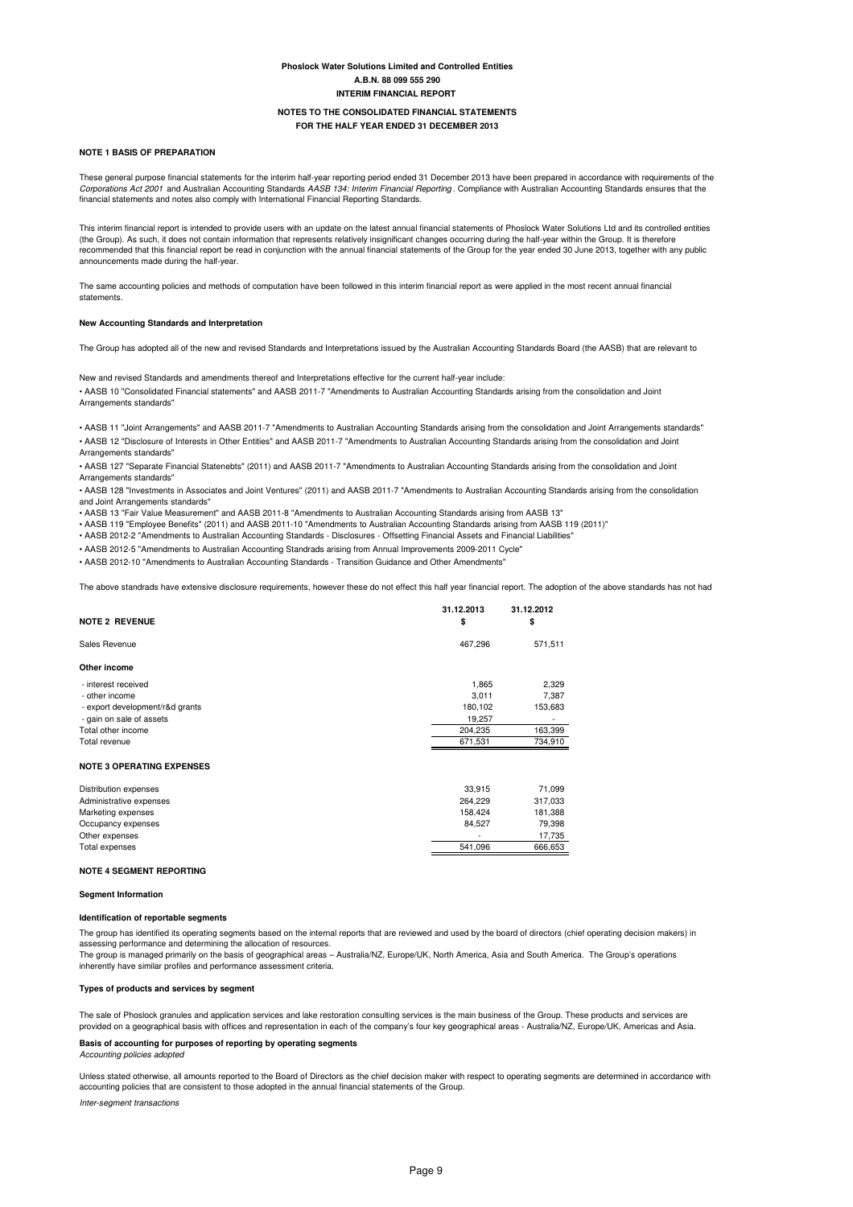**Phoslock Water Solutions Limited and Controlled Entities**
**A.B.N. 88 099 555 290**
**INTERIM FINANCIAL REPORT**

**NOTES TO THE CONSOLIDATED FINANCIAL STATEMENTS**
**FOR THE HALF YEAR ENDED 31 DECEMBER 2013**

## NOTE 1 BASIS OF PREPARATION

These general purpose financial statements for the interim half-year reporting period ended 31 December 2013 have been prepared in accordance with requirements of the *Corporations Act 2001* and Australian Accounting Standards *AASB 134: Interim Financial Reporting*. Compliance with Australian Accounting Standards ensures that the financial statements and notes also comply with International Financial Reporting Standards.

This interim financial report is intended to provide users with an update on the latest annual financial statements of Phoslock Water Solutions Ltd and its controlled entities (the Group). As such, it does not contain information that represents relatively insignificant changes occurring during the half-year within the Group. It is therefore recommended that this financial report be read in conjunction with the annual financial statements of the Group for the year ended 30 June 2013, together with any public announcements made during the half-year.

The same accounting policies and methods of computation have been followed in this interim financial report as were applied in the most recent annual financial statements.

### New Accounting Standards and Interpretation

The Group has adopted all of the new and revised Standards and Interpretations issued by the Australian Accounting Standards Board (the AASB) that are relevant to

New and revised Standards and amendments thereof and Interpretations effective for the current half-year include:

• AASB 10 "Consolidated Financial statements" and AASB 2011-7 "Amendments to Australian Accounting Standards arising from the consolidation and Joint Arrangements standards"

• AASB 11 "Joint Arrangements" and AASB 2011-7 "Amendments to Australian Accounting Standards arising from the consolidation and Joint Arrangements standards"
• AASB 12 "Disclosure of Interests in Other Entities" and AASB 2011-7 "Amendments to Australian Accounting Standards arising from the consolidation and Joint Arrangements standards"
• AASB 127 "Separate Financial Statenebts" (2011) and AASB 2011-7 "Amendments to Australian Accounting Standards arising from the consolidation and Joint Arrangements standards"
• AASB 128 "Investments in Associates and Joint Ventures" (2011) and AASB 2011-7 "Amendments to Australian Accounting Standards arising from the consolidation and Joint Arrangements standards"
• AASB 13 "Fair Value Measurement" and AASB 2011-8 "Amendments to Australian Accounting Standards arising from AASB 13"
• AASB 119 "Employee Benefits" (2011) and AASB 2011-10 "Amendments to Australian Accounting Standards arising from AASB 119 (2011)"
• AASB 2012-2 "Amendments to Australian Accounting Standards - Disclosures - Offsetting Financial Assets and Financial Liabilities"
• AASB 2012-5 "Amendments to Australian Accounting Standrads arising from Annual Improvements 2009-2011 Cycle"
• AASB 2012-10 "Amendments to Australian Accounting Standards - Transition Guidance and Other Amendments"

The above standrads have extensive disclosure requirements, however these do not effect this half year financial report. The adoption of the above standards has not had

## NOTE 2 REVENUE

| | 31.12.2013<br>$ | 31.12.2012<br>$ |
|---|---|---|
| Sales Revenue | 467,296 | 571,511 |
| **Other income** | | |
| - interest received | 1,865 | 2,329 |
| - other income | 3,011 | 7,387 |
| - export development/r&d grants | 180,102 | 153,683 |
| - gain on sale of assets | 19,257 | - |
| Total other income | 204,235 | 163,399 |
| Total revenue | 671,531 | 734,910 |

## NOTE 3 OPERATING EXPENSES

| | 31.12.2013<br>$ | 31.12.2012<br>$ |
|---|---|---|
| Distribution expenses | 33,915 | 71,099 |
| Administrative expenses | 264,229 | 317,033 |
| Marketing expenses | 158,424 | 181,388 |
| Occupancy expenses | 84,527 | 79,398 |
| Other expenses | - | 17,735 |
| Total expenses | 541,096 | 666,653 |

## NOTE 4 SEGMENT REPORTING

### Segment Information

### Identification of reportable segments

The group has identified its operating segments based on the internal reports that are reviewed and used by the board of directors (chief operating decision makers) in assessing performance and determining the allocation of resources.
The group is managed primarily on the basis of geographical areas – Australia/NZ, Europe/UK, North America, Asia and South America. The Group's operations inherently have similar profiles and performance assessment criteria.

### Types of products and services by segment

The sale of Phoslock granules and application services and lake restoration consulting services is the main business of the Group. These products and services are provided on a geographical basis with offices and representation in each of the company's four key geographical areas - Australia/NZ, Europe/UK, Americas and Asia.

### Basis of accounting for purposes of reporting by operating segments

*Accounting policies adopted*

Unless stated otherwise, all amounts reported to the Board of Directors as the chief decision maker with respect to operating segments are determined in accordance with accounting policies that are consistent to those adopted in the annual financial statements of the Group.

*Inter-segment transactions*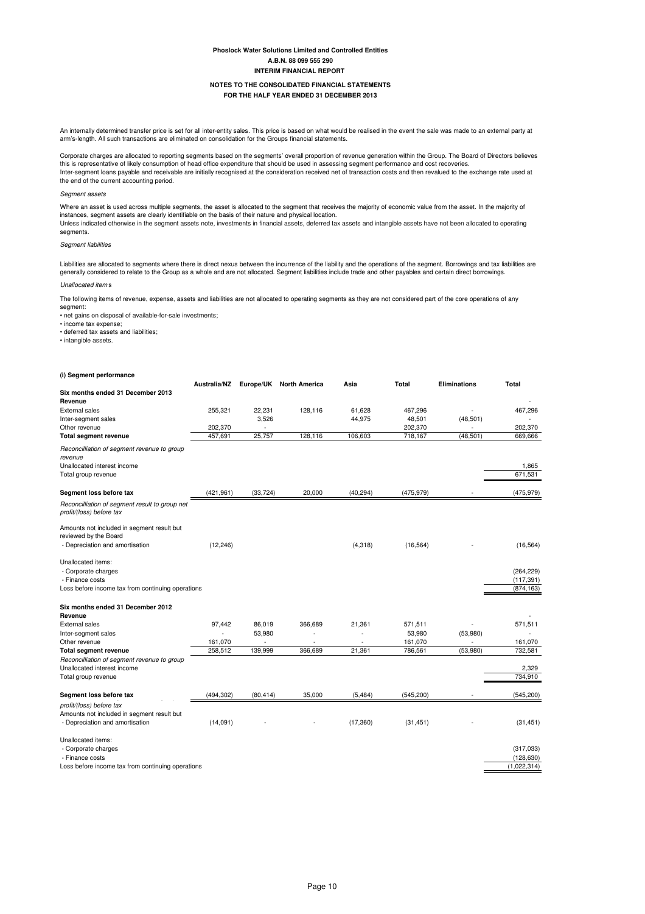**Phoslock Water Solutions Limited and Controlled Entities**
**A.B.N. 88 099 555 290**
**INTERIM FINANCIAL REPORT**

**NOTES TO THE CONSOLIDATED FINANCIAL STATEMENTS**
**FOR THE HALF YEAR ENDED 31 DECEMBER 2013**

An internally determined transfer price is set for all inter-entity sales. This price is based on what would be realised in the event the sale was made to an external party at arm's-length. All such transactions are eliminated on consolidation for the Groups financial statements.

Corporate charges are allocated to reporting segments based on the segments' overall proportion of revenue generation within the Group. The Board of Directors believes this is representative of likely consumption of head office expenditure that should be used in assessing segment performance and cost recoveries.
Inter-segment loans payable and receivable are initially recognised at the consideration received net of transaction costs and then revalued to the exchange rate used at the end of the current accounting period.

*Segment assets*

Where an asset is used across multiple segments, the asset is allocated to the segment that receives the majority of economic value from the asset. In the majority of instances, segment assets are clearly identifiable on the basis of their nature and physical location.
Unless indicated otherwise in the segment assets note, investments in financial assets, deferred tax assets and intangible assets have not been allocated to operating segments.

*Segment liabilities*

Liabilities are allocated to segments where there is direct nexus between the incurrence of the liability and the operations of the segment. Borrowings and tax liabilities are generally considered to relate to the Group as a whole and are not allocated. Segment liabilities include trade and other payables and certain direct borrowings.

*Unallocated items*

The following items of revenue, expense, assets and liabilities are not allocated to operating segments as they are not considered part of the core operations of any segment:

- net gains on disposal of available-for-sale investments;
- income tax expense;
- deferred tax assets and liabilities;
- intangible assets.

**(i) Segment performance**

| | Australia/NZ | Europe/UK | North America | Asia | Total | Eliminations | Total |
|---|---|---|---|---|---|---|---|
| **Six months ended 31 December 2013** | | | | | | | |
| **Revenue** | | | | | | | - |
| External sales | 255,321 | 22,231 | 128,116 | 61,628 | 467,296 | - | 467,296 |
| Inter-segment sales | | 3,526 | | 44,975 | 48,501 | (48,501) | - |
| Other revenue | 202,370 | - | | | 202,370 | - | 202,370 |
| **Total segment revenue** | 457,691 | 25,757 | 128,116 | 106,603 | 718,167 | (48,501) | 669,666 |
| *Reconcilliation of segment revenue to group revenue* | | | | | | | |
| Unallocated interest income | | | | | | | 1,865 |
| Total group revenue | | | | | | | 671,531 |
| **Segment loss before tax** | (421,961) | (33,724) | 20,000 | (40,294) | (475,979) | - | (475,979) |
| *Reconcilliation of segment result to group net profit/(loss) before tax* | | | | | | | |
| Amounts not included in segment result but reviewed by the Board | | | | | | | |
| - Depreciation and amortisation | (12,246) | | | (4,318) | (16,564) | - | (16,564) |
| Unallocated items: | | | | | | | |
| - Corporate charges | | | | | | | (264,229) |
| - Finance costs | | | | | | | (117,391) |
| Loss before income tax from continuing operations | | | | | | | (874,163) |
| **Six months ended 31 December 2012** | | | | | | | |
| **Revenue** | | | | | | | - |
| External sales | 97,442 | 86,019 | 366,689 | 21,361 | 571,511 | - | 571,511 |
| Inter-segment sales | - | 53,980 | - | - | 53,980 | (53,980) | - |
| Other revenue | 161,070 | - | - | - | 161,070 | - | 161,070 |
| **Total segment revenue** | 258,512 | 139,999 | 366,689 | 21,361 | 786,561 | (53,980) | 732,581 |
| *Reconcilliation of segment revenue to group* | | | | | | | |
| Unallocated interest income | | | | | | | 2,329 |
| Total group revenue | | | | | | | 734,910 |
| **Segment loss before tax** | (494,302) | (80,414) | 35,000 | (5,484) | (545,200) | - | (545,200) |
| *profit/(loss) before tax* | | | | | | | |
| Amounts not included in segment result but | | | | | | | |
| - Depreciation and amortisation | (14,091) | - | - | (17,360) | (31,451) | - | (31,451) |
| Unallocated items: | | | | | | | |
| - Corporate charges | | | | | | | (317,033) |
| - Finance costs | | | | | | | (128,630) |
| Loss before income tax from continuing operations | | | | | | | (1,022,314) |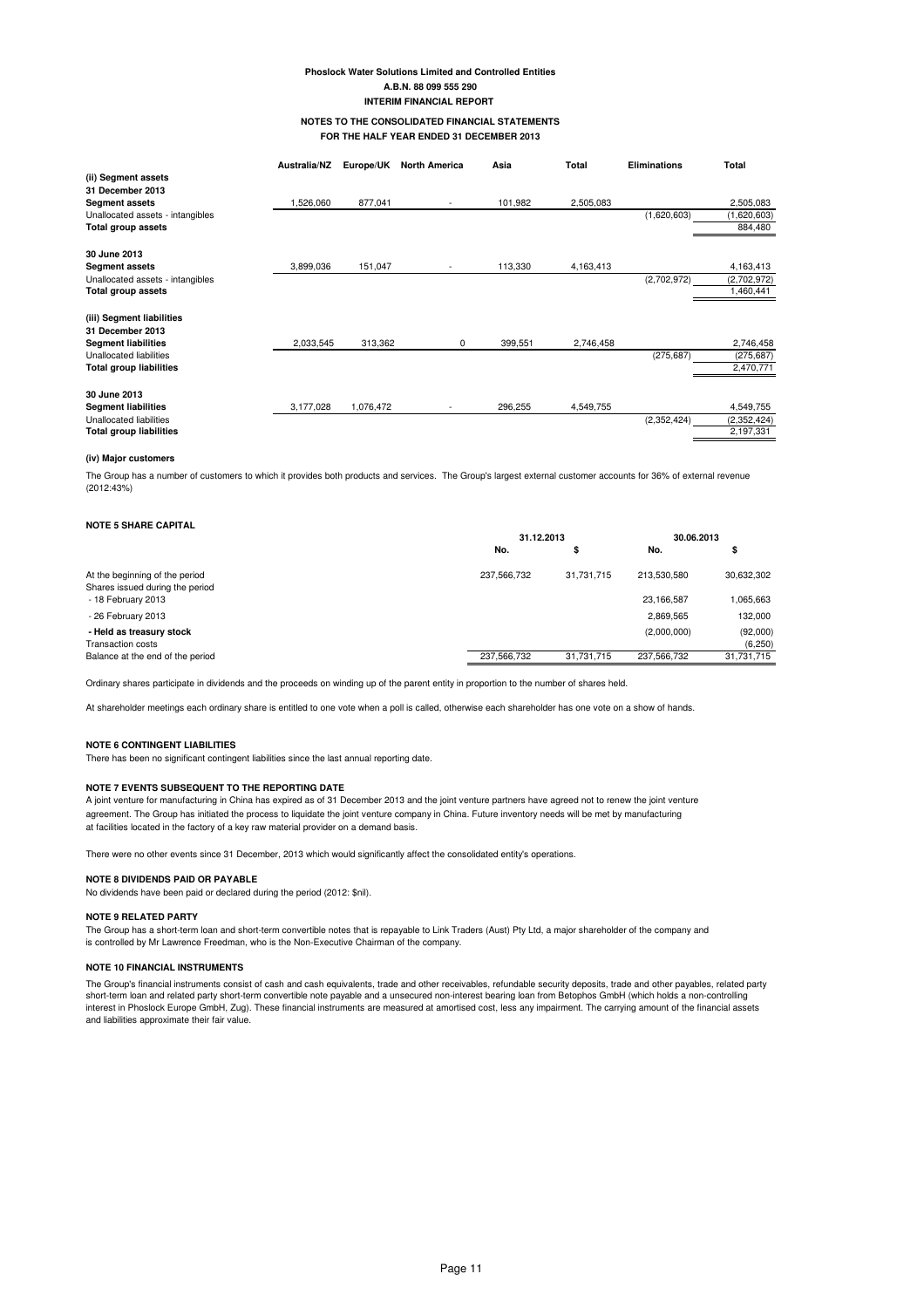**Phoslock Water Solutions Limited and Controlled Entities**
**A.B.N. 88 099 555 290**
**INTERIM FINANCIAL REPORT**

**NOTES TO THE CONSOLIDATED FINANCIAL STATEMENTS**
**FOR THE HALF YEAR ENDED 31 DECEMBER 2013**

| | Australia/NZ | Europe/UK | North America | Asia | Total | Eliminations | Total |
|---|---|---|---|---|---|---|---|
| **(ii) Segment assets** | | | | | | | |
| **31 December 2013** | | | | | | | |
| **Segment assets** | 1,526,060 | 877,041 | - | 101,982 | 2,505,083 | | 2,505,083 |
| Unallocated assets - intangibles | | | | | | (1,620,603) | (1,620,603) |
| **Total group assets** | | | | | | | 884,480 |
| | | | | | | | |
| **30 June 2013** | | | | | | | |
| **Segment assets** | 3,899,036 | 151,047 | - | 113,330 | 4,163,413 | | 4,163,413 |
| Unallocated assets - intangibles | | | | | | (2,702,972) | (2,702,972) |
| **Total group assets** | | | | | | | 1,460,441 |
| | | | | | | | |
| **(iii) Segment liabilities** | | | | | | | |
| **31 December 2013** | | | | | | | |
| **Segment liabilities** | 2,033,545 | 313,362 | 0 | 399,551 | 2,746,458 | | 2,746,458 |
| Unallocated liabilities | | | | | | (275,687) | (275,687) |
| **Total group liabilities** | | | | | | | 2,470,771 |
| | | | | | | | |
| **30 June 2013** | | | | | | | |
| **Segment liabilities** | 3,177,028 | 1,076,472 | - | 296,255 | 4,549,755 | | 4,549,755 |
| Unallocated liabilities | | | | | | (2,352,424) | (2,352,424) |
| **Total group liabilities** | | | | | | | 2,197,331 |

**(iv) Major customers**

The Group has a number of customers to which it provides both products and services. The Group's largest external customer accounts for 36% of external revenue (2012:43%)

**NOTE 5 SHARE CAPITAL**

| | 31.12.2013 | | 30.06.2013 | |
|---|---|---|---|---|
| | No. | $ | No. | $ |
| At the beginning of the period | 237,566,732 | 31,731,715 | 213,530,580 | 30,632,302 |
| Shares issued during the period | | | | |
| - 18 February 2013 | | | 23,166,587 | 1,065,663 |
| - 26 February 2013 | | | 2,869,565 | 132,000 |
| **- Held as treasury stock** | | | (2,000,000) | (92,000) |
| Transaction costs | | | | (6,250) |
| Balance at the end of the period | 237,566,732 | 31,731,715 | 237,566,732 | 31,731,715 |

Ordinary shares participate in dividends and the proceeds on winding up of the parent entity in proportion to the number of shares held.

At shareholder meetings each ordinary share is entitled to one vote when a poll is called, otherwise each shareholder has one vote on a show of hands.

**NOTE 6 CONTINGENT LIABILITIES**

There has been no significant contingent liabilities since the last annual reporting date.

**NOTE 7 EVENTS SUBSEQUENT TO THE REPORTING DATE**

A joint venture for manufacturing in China has expired as of 31 December 2013 and the joint venture partners have agreed not to renew the joint venture agreement. The Group has initiated the process to liquidate the joint venture company in China. Future inventory needs will be met by manufacturing at facilities located in the factory of a key raw material provider on a demand basis.

There were no other events since 31 December, 2013 which would significantly affect the consolidated entity's operations.

**NOTE 8 DIVIDENDS PAID OR PAYABLE**

No dividends have been paid or declared during the period (2012: $nil).

**NOTE 9 RELATED PARTY**

The Group has a short-term loan and short-term convertible notes that is repayable to Link Traders (Aust) Pty Ltd, a major shareholder of the company and is controlled by Mr Lawrence Freedman, who is the Non-Executive Chairman of the company.

**NOTE 10 FINANCIAL INSTRUMENTS**

The Group's financial instruments consist of cash and cash equivalents, trade and other receivables, refundable security deposits, trade and other payables, related party short-term loan and related party short-term convertible note payable and a unsecured non-interest bearing loan from Betophos GmbH (which holds a non-controlling interest in Phoslock Europe GmbH, Zug). These financial instruments are measured at amortised cost, less any impairment. The carrying amount of the financial assets and liabilities approximate their fair value.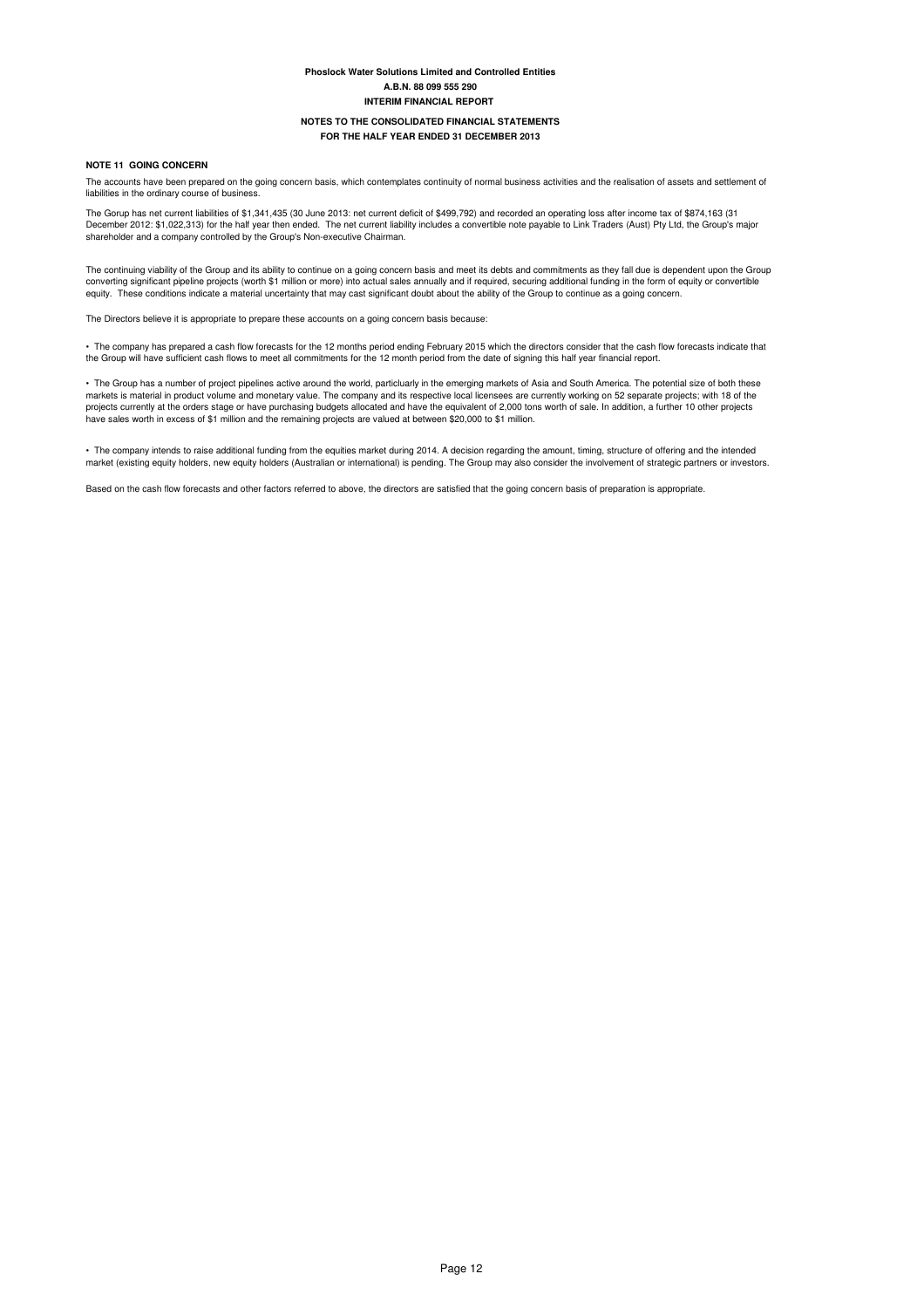Phoslock Water Solutions Limited and Controlled Entities
A.B.N. 88 099 555 290
INTERIM FINANCIAL REPORT

NOTES TO THE CONSOLIDATED FINANCIAL STATEMENTS
FOR THE HALF YEAR ENDED 31 DECEMBER 2013

**NOTE 11 GOING CONCERN**

The accounts have been prepared on the going concern basis, which contemplates continuity of normal business activities and the realisation of assets and settlement of liabilities in the ordinary course of business.

The Gorup has net current liabilities of $1,341,435 (30 June 2013: net current deficit of $499,792) and recorded an operating loss after income tax of $874,163 (31 December 2012: $1,022,313) for the half year then ended. The net current liability includes a convertible note payable to Link Traders (Aust) Pty Ltd, the Group's major shareholder and a company controlled by the Group's Non-executive Chairman.

The continuing viability of the Group and its ability to continue on a going concern basis and meet its debts and commitments as they fall due is dependent upon the Group converting significant pipeline projects (worth $1 million or more) into actual sales annually and if required, securing additional funding in the form of equity or convertible equity. These conditions indicate a material uncertainty that may cast significant doubt about the ability of the Group to continue as a going concern.

The Directors believe it is appropriate to prepare these accounts on a going concern basis because:

• The company has prepared a cash flow forecasts for the 12 months period ending February 2015 which the directors consider that the cash flow forecasts indicate that the Group will have sufficient cash flows to meet all commitments for the 12 month period from the date of signing this half year financial report.

• The Group has a number of project pipelines active around the world, particluarly in the emerging markets of Asia and South America. The potential size of both these markets is material in product volume and monetary value. The company and its respective local licensees are currently working on 52 separate projects; with 18 of the projects currently at the orders stage or have purchasing budgets allocated and have the equivalent of 2,000 tons worth of sale. In addition, a further 10 other projects have sales worth in excess of $1 million and the remaining projects are valued at between $20,000 to $1 million.

• The company intends to raise additional funding from the equities market during 2014. A decision regarding the amount, timing, structure of offering and the intended market (existing equity holders, new equity holders (Australian or international) is pending. The Group may also consider the involvement of strategic partners or investors.

Based on the cash flow forecasts and other factors referred to above, the directors are satisfied that the going concern basis of preparation is appropriate.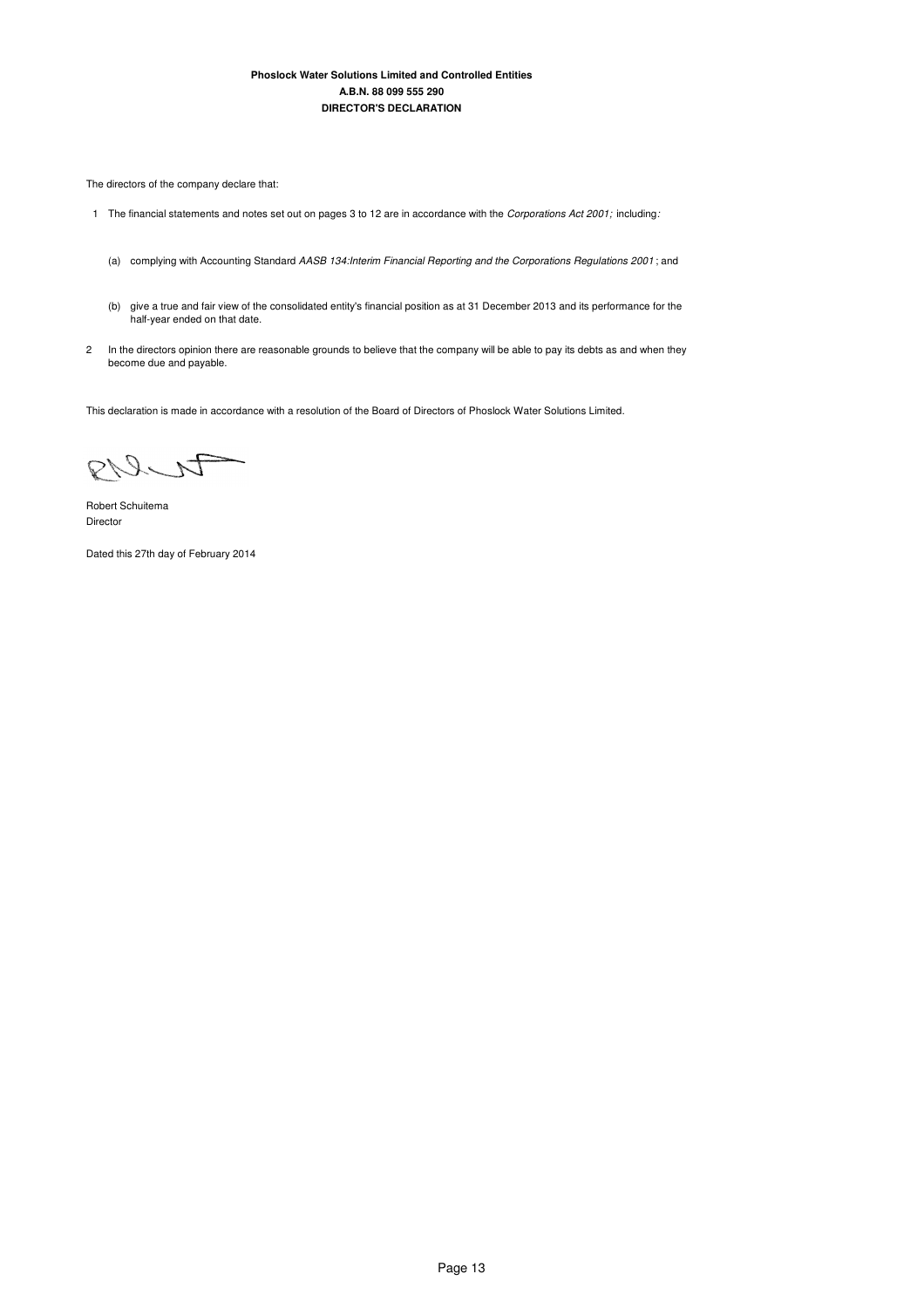**Phoslock Water Solutions Limited and Controlled Entities**
**A.B.N. 88 099 555 290**
**DIRECTOR'S DECLARATION**

The directors of the company declare that:

1 The financial statements and notes set out on pages 3 to 12 are in accordance with the *Corporations Act 2001;* including*:*

   (a) complying with Accounting Standard *AASB 134:Interim Financial Reporting and the Corporations Regulations 2001* ; and

   (b) give a true and fair view of the consolidated entity's financial position as at 31 December 2013 and its performance for the half-year ended on that date.

2 In the directors opinion there are reasonable grounds to believe that the company will be able to pay its debts as and when they become due and payable.

This declaration is made in accordance with a resolution of the Board of Directors of Phoslock Water Solutions Limited.

Robert Schuitema
Director

Dated this 27th day of February 2014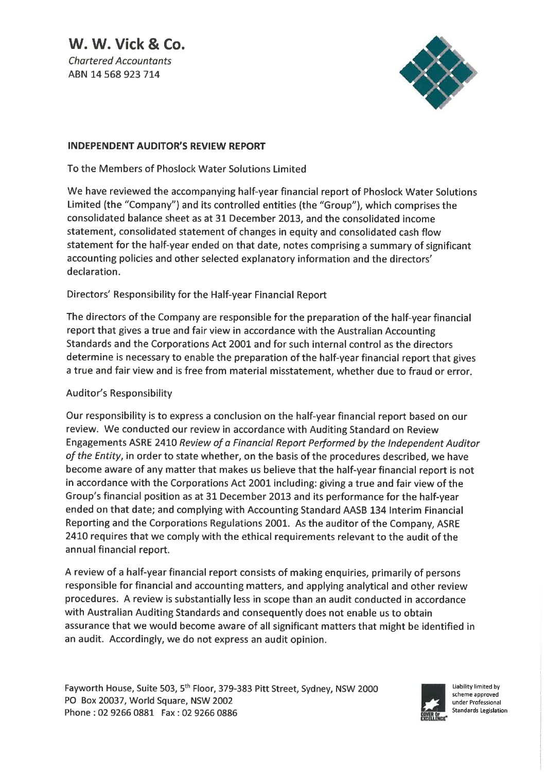# W. W. Vick & Co.

*Chartered Accountants*
ABN 14 568 923 714

**INDEPENDENT AUDITOR'S REVIEW REPORT**

To the Members of Phoslock Water Solutions Limited

We have reviewed the accompanying half-year financial report of Phoslock Water Solutions Limited (the "Company") and its controlled entities (the "Group"), which comprises the consolidated balance sheet as at 31 December 2013, and the consolidated income statement, consolidated statement of changes in equity and consolidated cash flow statement for the half-year ended on that date, notes comprising a summary of significant accounting policies and other selected explanatory information and the directors' declaration.

Directors' Responsibility for the Half-year Financial Report

The directors of the Company are responsible for the preparation of the half-year financial report that gives a true and fair view in accordance with the Australian Accounting Standards and the Corporations Act 2001 and for such internal control as the directors determine is necessary to enable the preparation of the half-year financial report that gives a true and fair view and is free from material misstatement, whether due to fraud or error.

Auditor's Responsibility

Our responsibility is to express a conclusion on the half-year financial report based on our review. We conducted our review in accordance with Auditing Standard on Review Engagements ASRE 2410 *Review of a Financial Report Performed by the Independent Auditor of the Entity*, in order to state whether, on the basis of the procedures described, we have become aware of any matter that makes us believe that the half-year financial report is not in accordance with the Corporations Act 2001 including: giving a true and fair view of the Group's financial position as at 31 December 2013 and its performance for the half-year ended on that date; and complying with Accounting Standard AASB 134 Interim Financial Reporting and the Corporations Regulations 2001. As the auditor of the Company, ASRE 2410 requires that we comply with the ethical requirements relevant to the audit of the annual financial report.

A review of a half-year financial report consists of making enquiries, primarily of persons responsible for financial and accounting matters, and applying analytical and other review procedures. A review is substantially less in scope than an audit conducted in accordance with Australian Auditing Standards and consequently does not enable us to obtain assurance that we would become aware of all significant matters that might be identified in an audit. Accordingly, we do not express an audit opinion.

Fayworth House, Suite 503, 5th Floor, 379-383 Pitt Street, Sydney, NSW 2000
PO Box 20037, World Square, NSW 2002
Phone : 02 9266 0881 Fax : 02 9266 0886

Liability limited by scheme approved under Professional Standards Legislation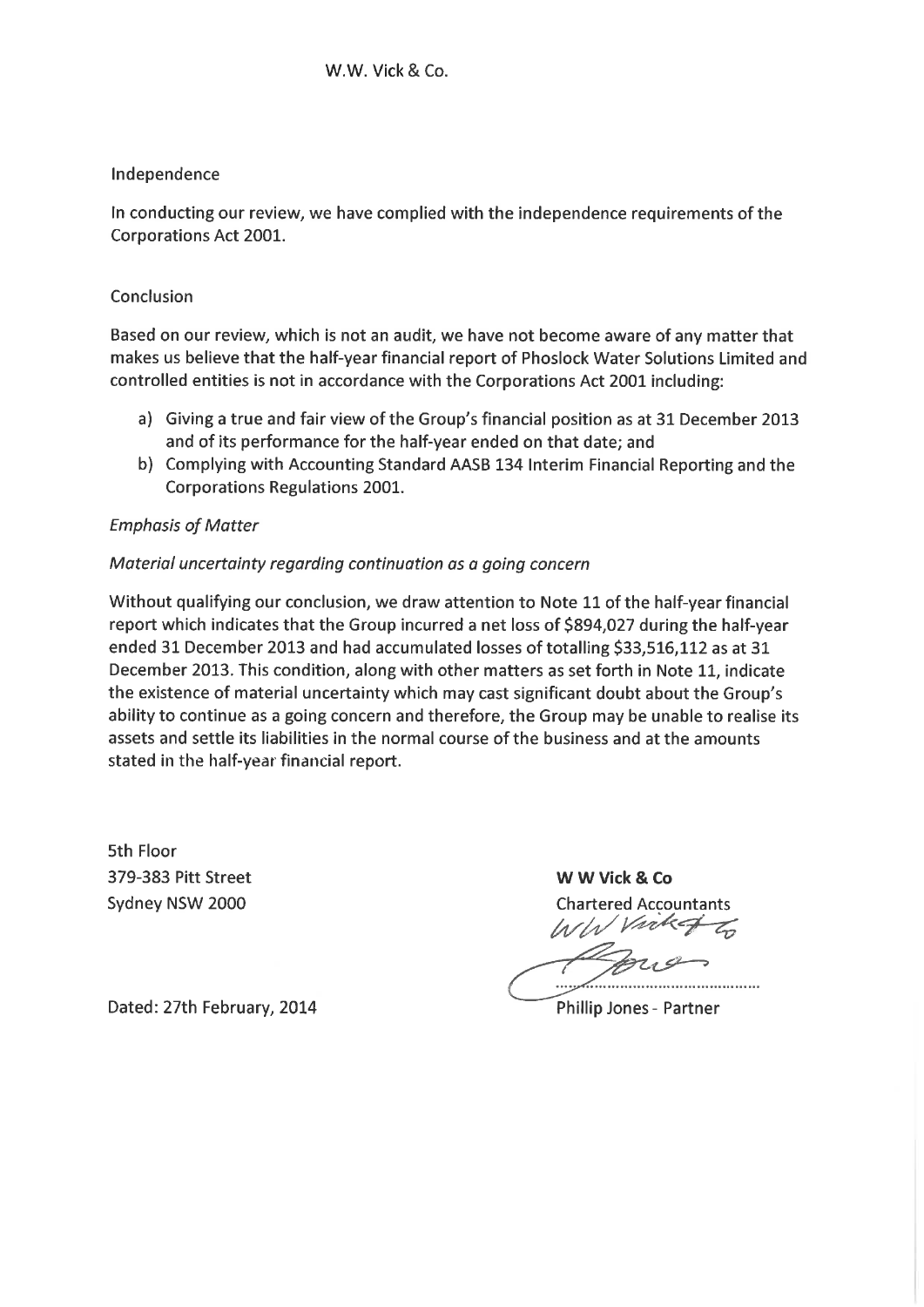W.W. Vick & Co.

Independence

In conducting our review, we have complied with the independence requirements of the Corporations Act 2001.

Conclusion

Based on our review, which is not an audit, we have not become aware of any matter that makes us believe that the half-year financial report of Phoslock Water Solutions Limited and controlled entities is not in accordance with the Corporations Act 2001 including:

a) Giving a true and fair view of the Group's financial position as at 31 December 2013 and of its performance for the half-year ended on that date; and
b) Complying with Accounting Standard AASB 134 Interim Financial Reporting and the Corporations Regulations 2001.

*Emphasis of Matter*

*Material uncertainty regarding continuation as a going concern*

Without qualifying our conclusion, we draw attention to Note 11 of the half-year financial report which indicates that the Group incurred a net loss of $894,027 during the half-year ended 31 December 2013 and had accumulated losses of totalling $33,516,112 as at 31 December 2013. This condition, along with other matters as set forth in Note 11, indicate the existence of material uncertainty which may cast significant doubt about the Group's ability to continue as a going concern and therefore, the Group may be unable to realise its assets and settle its liabilities in the normal course of the business and at the amounts stated in the half-year financial report.

5th Floor
379-383 Pitt Street
Sydney NSW 2000

Dated: 27th February, 2014

**W W Vick & Co**
Chartered Accountants

Phillip Jones - Partner